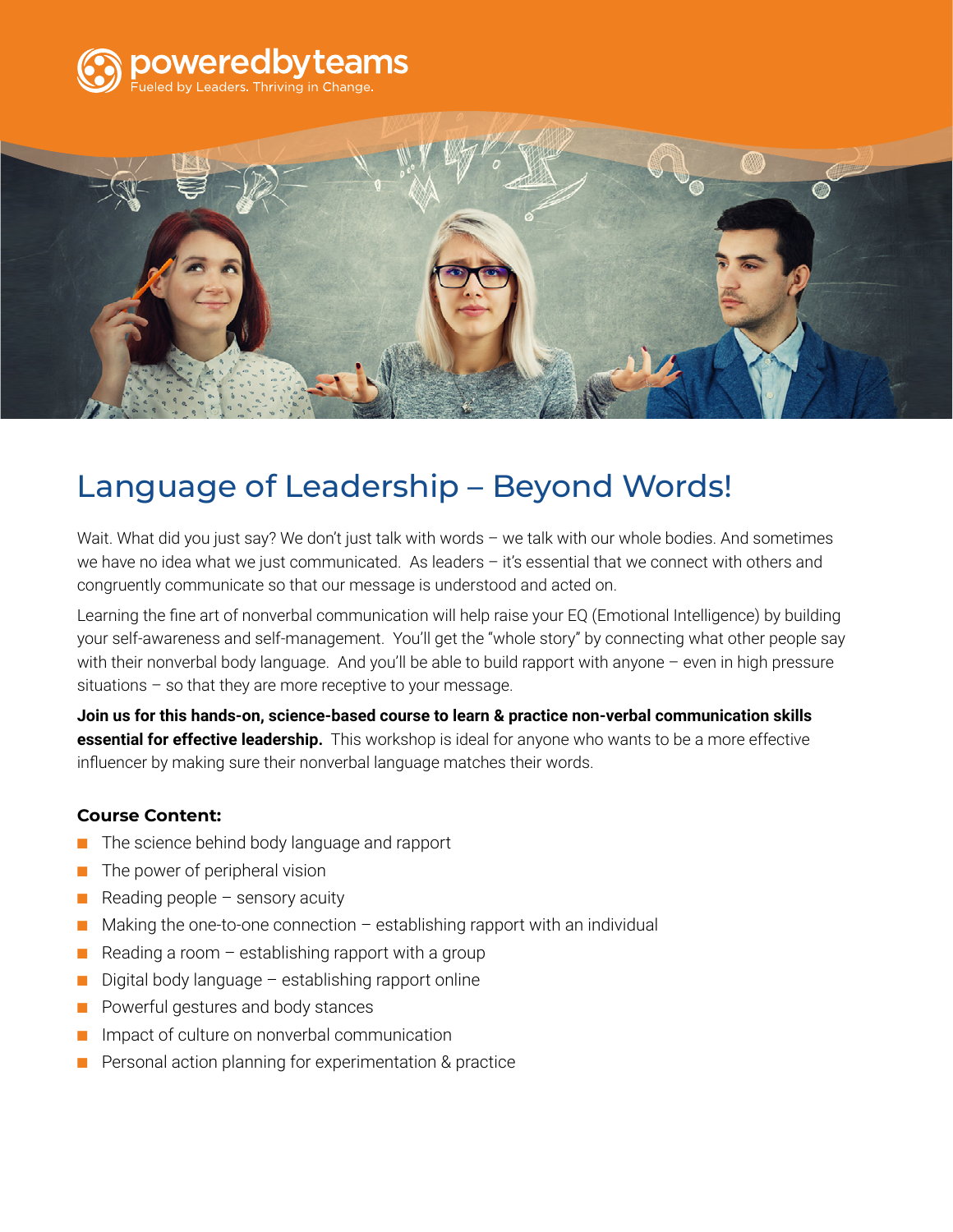poweredbyteams
Fueled by Leaders. Thriving in Change.

# Language of Leadership – Beyond Words!

Wait. What did you just say? We don't just talk with words – we talk with our whole bodies. And sometimes we have no idea what we just communicated. As leaders – it's essential that we connect with others and congruently communicate so that our message is understood and acted on.

Learning the fine art of nonverbal communication will help raise your EQ (Emotional Intelligence) by building your self-awareness and self-management. You'll get the "whole story" by connecting what other people say with their nonverbal body language. And you'll be able to build rapport with anyone – even in high pressure situations – so that they are more receptive to your message.

**Join us for this hands-on, science-based course to learn & practice non-verbal communication skills essential for effective leadership.** This workshop is ideal for anyone who wants to be a more effective influencer by making sure their nonverbal language matches their words.

**Course Content:**

- The science behind body language and rapport
- The power of peripheral vision
- Reading people – sensory acuity
- Making the one-to-one connection – establishing rapport with an individual
- Reading a room – establishing rapport with a group
- Digital body language – establishing rapport online
- Powerful gestures and body stances
- Impact of culture on nonverbal communication
- Personal action planning for experimentation & practice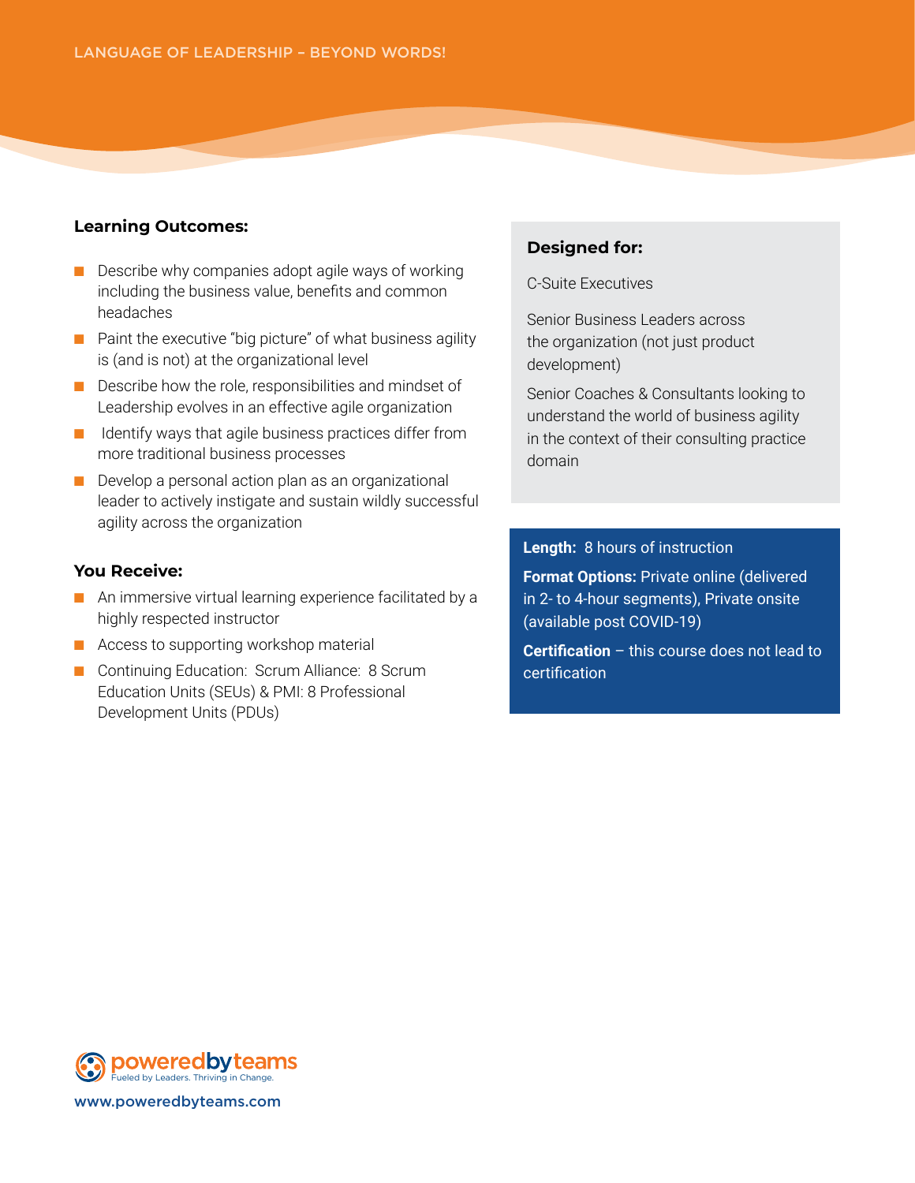## Learning Outcomes:

- Describe why companies adopt agile ways of working including the business value, benefits and common headaches
- Paint the executive "big picture" of what business agility is (and is not) at the organizational level
- Describe how the role, responsibilities and mindset of Leadership evolves in an effective agile organization
- Identify ways that agile business practices differ from more traditional business processes
- Develop a personal action plan as an organizational leader to actively instigate and sustain wildly successful agility across the organization

## You Receive:

- An immersive virtual learning experience facilitated by a highly respected instructor
- Access to supporting workshop material
- Continuing Education: Scrum Alliance: 8 Scrum Education Units (SEUs) & PMI: 8 Professional Development Units (PDUs)

## Designed for:

C-Suite Executives

Senior Business Leaders across the organization (not just product development)

Senior Coaches & Consultants looking to understand the world of business agility in the context of their consulting practice domain

**Length:** 8 hours of instruction

**Format Options:** Private online (delivered in 2- to 4-hour segments), Private onsite (available post COVID-19)

**Certification** – this course does not lead to certification

poweredbyteams
Fueled by Leaders. Thriving in Change.

www.poweredbyteams.com